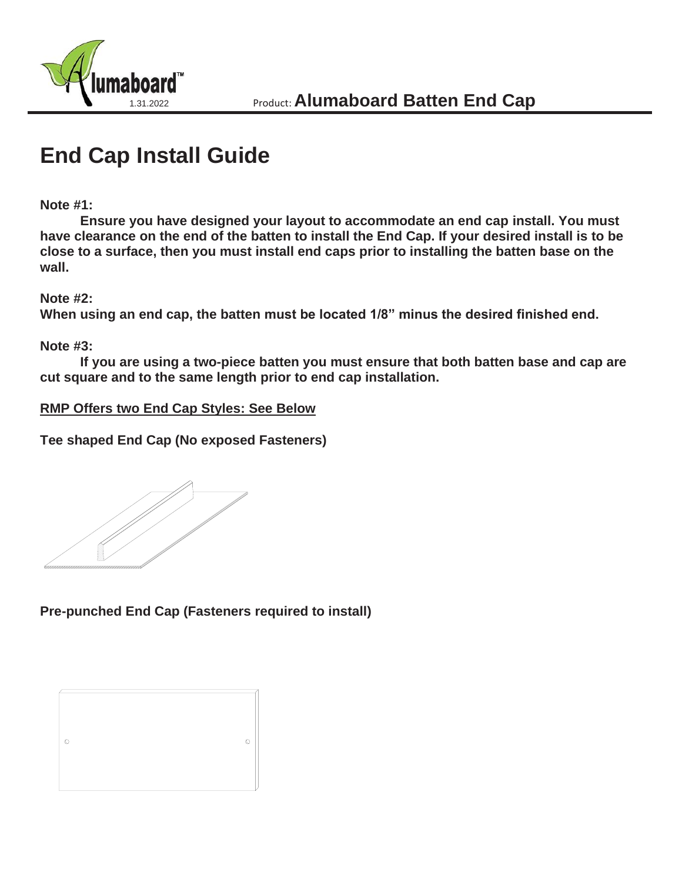Product: **Alumaboard Batten End Cap**

1.31.2022

# End Cap Install Guide

**Note #1:**

**Ensure you have designed your layout to accommodate an end cap install. You must have clearance on the end of the batten to install the End Cap. If your desired install is to be close to a surface, then you must install end caps prior to installing the batten base on the wall.**

**Note #2:**

**When using an end cap, the batten must be located 1/8" minus the desired finished end.**

**Note #3:**

**If you are using a two-piece batten you must ensure that both batten base and cap are cut square and to the same length prior to end cap installation.**

**<u>RMP Offers two End Cap Styles: See Below</u>**

**Tee shaped End Cap (No exposed Fasteners)**

**Pre-punched End Cap (Fasteners required to install)**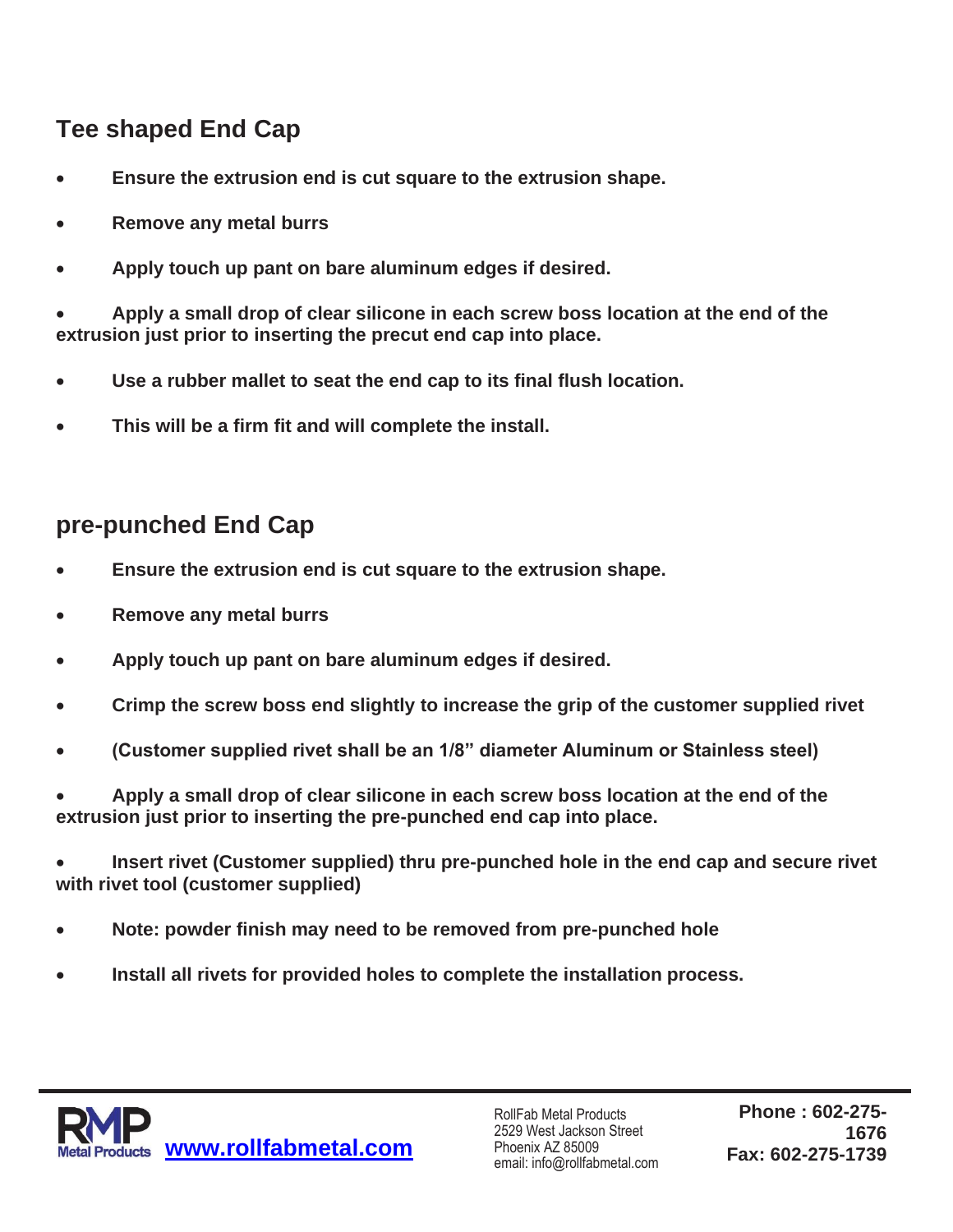## Tee shaped End Cap

- **Ensure the extrusion end is cut square to the extrusion shape.**
- **Remove any metal burrs**
- **Apply touch up pant on bare aluminum edges if desired.**
- **Apply a small drop of clear silicone in each screw boss location at the end of the extrusion just prior to inserting the precut end cap into place.**
- **Use a rubber mallet to seat the end cap to its final flush location.**
- **This will be a firm fit and will complete the install.**

## pre-punched End Cap

- **Ensure the extrusion end is cut square to the extrusion shape.**
- **Remove any metal burrs**
- **Apply touch up pant on bare aluminum edges if desired.**
- **Crimp the screw boss end slightly to increase the grip of the customer supplied rivet**
- **(Customer supplied rivet shall be an 1/8" diameter Aluminum or Stainless steel)**
- **Apply a small drop of clear silicone in each screw boss location at the end of the extrusion just prior to inserting the pre-punched end cap into place.**
- **Insert rivet (Customer supplied) thru pre-punched hole in the end cap and secure rivet with rivet tool (customer supplied)**
- **Note: powder finish may need to be removed from pre-punched hole**
- **Install all rivets for provided holes to complete the installation process.**